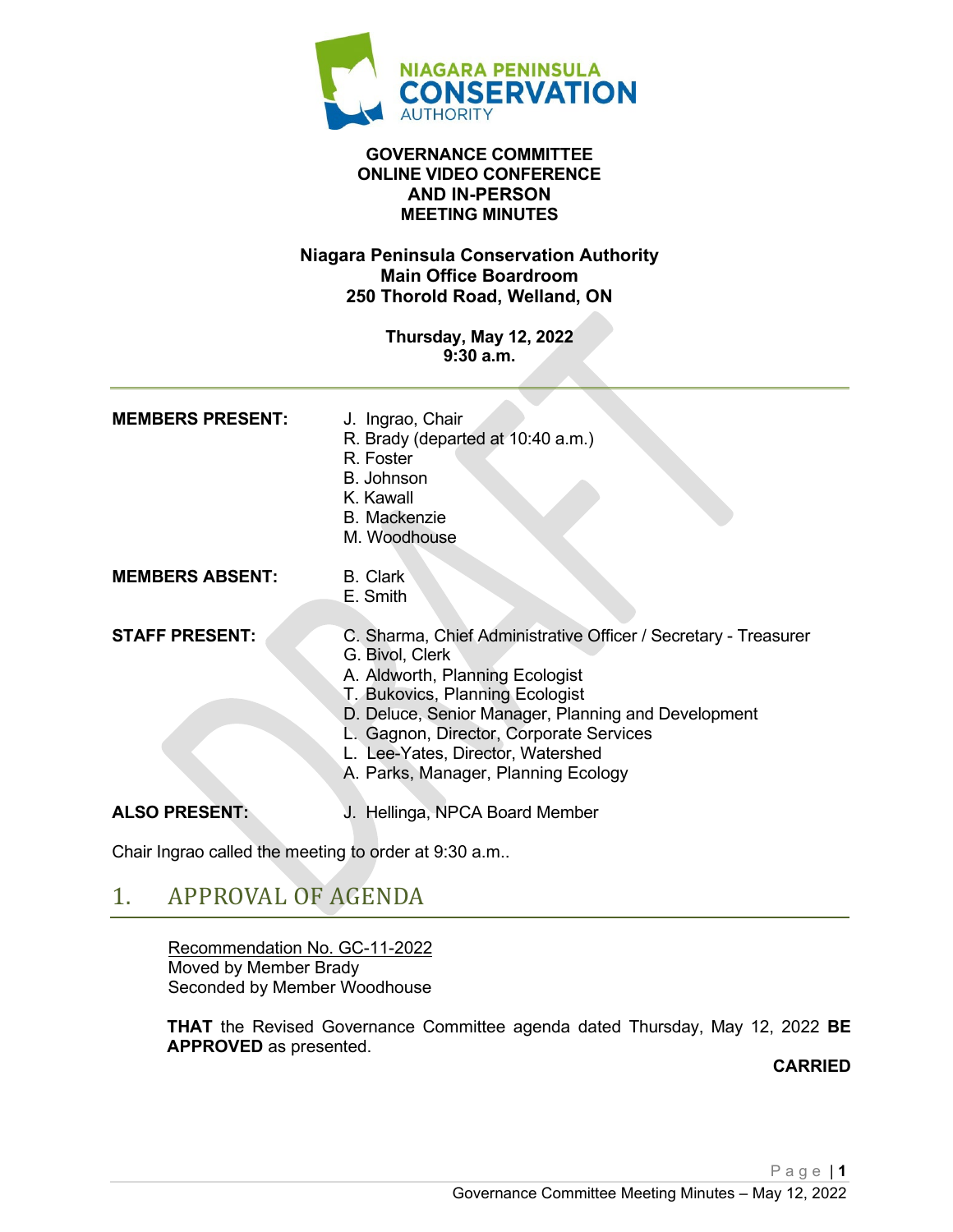**GOVERNANCE COMMITTEE**
**ONLINE VIDEO CONFERENCE**
**AND IN-PERSON**
**MEETING MINUTES**

**Niagara Peninsula Conservation Authority**
**Main Office Boardroom**
**250 Thorold Road, Welland, ON**

**Thursday, May 12, 2022**
**9:30 a.m.**

---

**MEMBERS PRESENT:**
J. Ingrao, Chair
R. Brady (departed at 10:40 a.m.)
R. Foster
B. Johnson
K. Kawall
B. Mackenzie
M. Woodhouse

**MEMBERS ABSENT:**
B. Clark
E. Smith

**STAFF PRESENT:**
C. Sharma, Chief Administrative Officer / Secretary - Treasurer
G. Bivol, Clerk
A. Aldworth, Planning Ecologist
T. Bukovics, Planning Ecologist
D. Deluce, Senior Manager, Planning and Development
L. Gagnon, Director, Corporate Services
L. Lee-Yates, Director, Watershed
A. Parks, Manager, Planning Ecology

**ALSO PRESENT:**
J. Hellinga, NPCA Board Member

Chair Ingrao called the meeting to order at 9:30 a.m..

## 1. APPROVAL OF AGENDA

Recommendation No. GC-11-2022
Moved by Member Brady
Seconded by Member Woodhouse

**THAT** the Revised Governance Committee agenda dated Thursday, May 12, 2022 **BE APPROVED** as presented.

**CARRIED**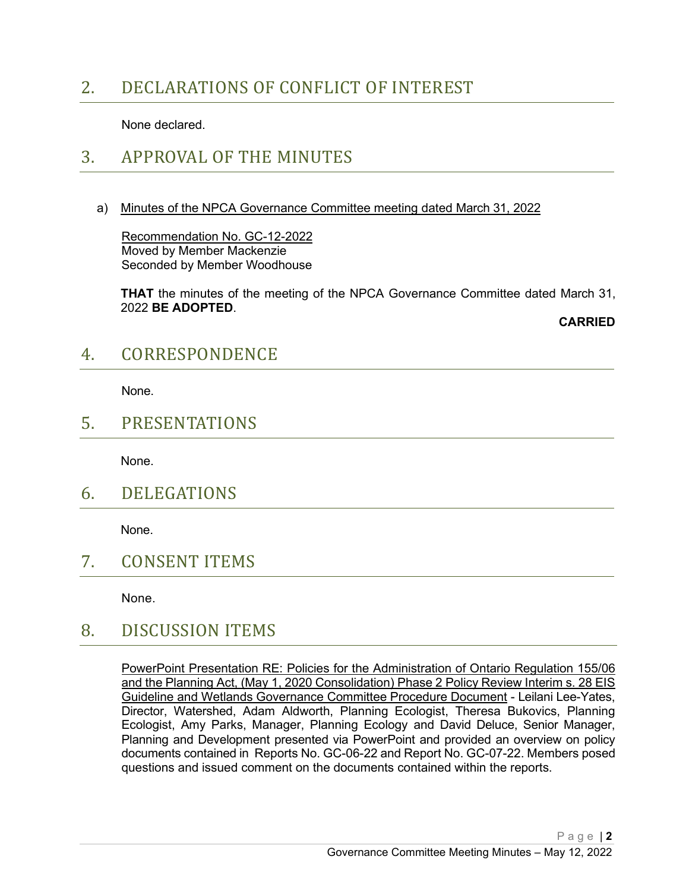## 2. DECLARATIONS OF CONFLICT OF INTEREST

None declared.

## 3. APPROVAL OF THE MINUTES

a) Minutes of the NPCA Governance Committee meeting dated March 31, 2022

Recommendation No. GC-12-2022
Moved by Member Mackenzie
Seconded by Member Woodhouse

**THAT** the minutes of the meeting of the NPCA Governance Committee dated March 31, 2022 **BE ADOPTED**.

**CARRIED**

## 4. CORRESPONDENCE

None.

## 5. PRESENTATIONS

None.

## 6. DELEGATIONS

None.

## 7. CONSENT ITEMS

None.

## 8. DISCUSSION ITEMS

PowerPoint Presentation RE: Policies for the Administration of Ontario Regulation 155/06 and the Planning Act, (May 1, 2020 Consolidation) Phase 2 Policy Review Interim s. 28 EIS Guideline and Wetlands Governance Committee Procedure Document - Leilani Lee-Yates, Director, Watershed, Adam Aldworth, Planning Ecologist, Theresa Bukovics, Planning Ecologist, Amy Parks, Manager, Planning Ecology and David Deluce, Senior Manager, Planning and Development presented via PowerPoint and provided an overview on policy documents contained in Reports No. GC-06-22 and Report No. GC-07-22. Members posed questions and issued comment on the documents contained within the reports.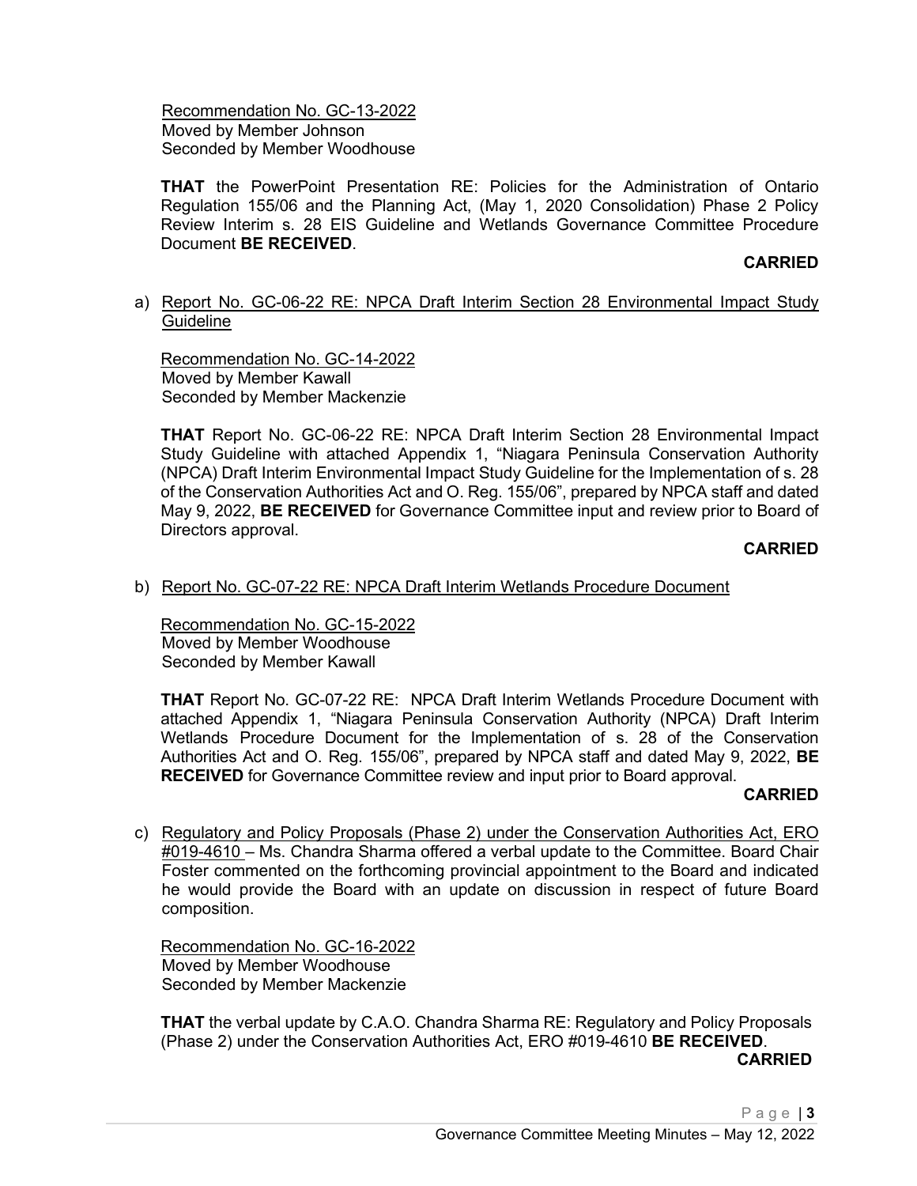Recommendation No. GC-13-2022
Moved by Member Johnson
Seconded by Member Woodhouse

**THAT** the PowerPoint Presentation RE: Policies for the Administration of Ontario Regulation 155/06 and the Planning Act, (May 1, 2020 Consolidation) Phase 2 Policy Review Interim s. 28 EIS Guideline and Wetlands Governance Committee Procedure Document **BE RECEIVED**.

**CARRIED**

a) Report No. GC-06-22 RE: NPCA Draft Interim Section 28 Environmental Impact Study Guideline

Recommendation No. GC-14-2022
Moved by Member Kawall
Seconded by Member Mackenzie

**THAT** Report No. GC-06-22 RE: NPCA Draft Interim Section 28 Environmental Impact Study Guideline with attached Appendix 1, "Niagara Peninsula Conservation Authority (NPCA) Draft Interim Environmental Impact Study Guideline for the Implementation of s. 28 of the Conservation Authorities Act and O. Reg. 155/06", prepared by NPCA staff and dated May 9, 2022, **BE RECEIVED** for Governance Committee input and review prior to Board of Directors approval.

**CARRIED**

b) Report No. GC-07-22 RE: NPCA Draft Interim Wetlands Procedure Document

Recommendation No. GC-15-2022
Moved by Member Woodhouse
Seconded by Member Kawall

**THAT** Report No. GC-07-22 RE: NPCA Draft Interim Wetlands Procedure Document with attached Appendix 1, "Niagara Peninsula Conservation Authority (NPCA) Draft Interim Wetlands Procedure Document for the Implementation of s. 28 of the Conservation Authorities Act and O. Reg. 155/06", prepared by NPCA staff and dated May 9, 2022, **BE RECEIVED** for Governance Committee review and input prior to Board approval.

**CARRIED**

c) Regulatory and Policy Proposals (Phase 2) under the Conservation Authorities Act, ERO #019-4610 – Ms. Chandra Sharma offered a verbal update to the Committee. Board Chair Foster commented on the forthcoming provincial appointment to the Board and indicated he would provide the Board with an update on discussion in respect of future Board composition.

Recommendation No. GC-16-2022
Moved by Member Woodhouse
Seconded by Member Mackenzie

**THAT** the verbal update by C.A.O. Chandra Sharma RE: Regulatory and Policy Proposals (Phase 2) under the Conservation Authorities Act, ERO #019-4610 **BE RECEIVED**.

**CARRIED**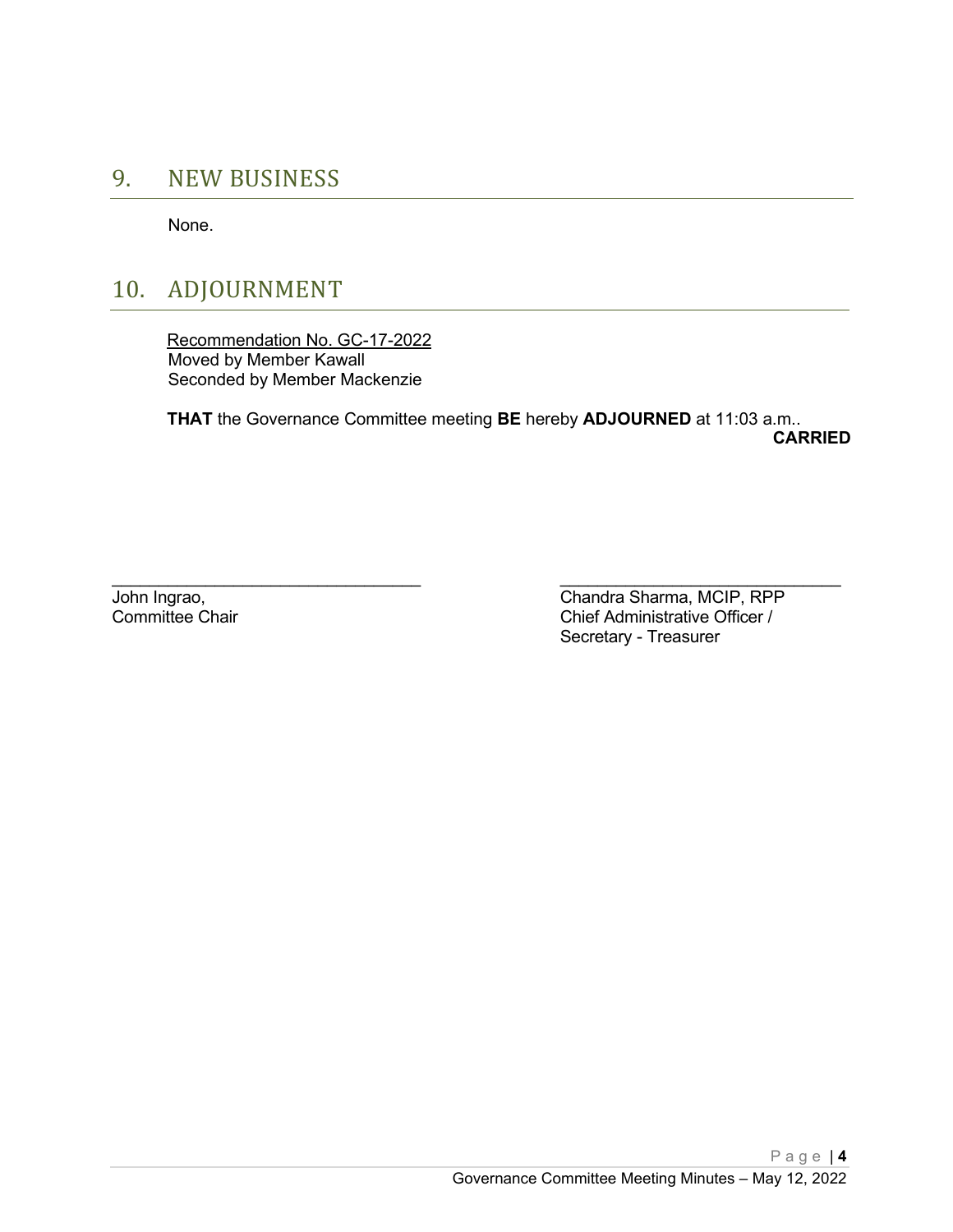## 9. NEW BUSINESS

None.

## 10. ADJOURNMENT

Recommendation No. GC-17-2022
Moved by Member Kawall
Seconded by Member Mackenzie

**THAT** the Governance Committee meeting **BE** hereby **ADJOURNED** at 11:03 a.m..

**CARRIED**

\_\_\_\_\_\_\_\_\_\_\_\_\_\_\_\_\_\_\_\_\_\_\_\_\_\_\_\_\_\_\_\_\_\_
John Ingrao,
Committee Chair

\_\_\_\_\_\_\_\_\_\_\_\_\_\_\_\_\_\_\_\_\_\_\_\_\_\_\_\_\_\_\_\_\_\_
Chandra Sharma, MCIP, RPP
Chief Administrative Officer /
Secretary - Treasurer